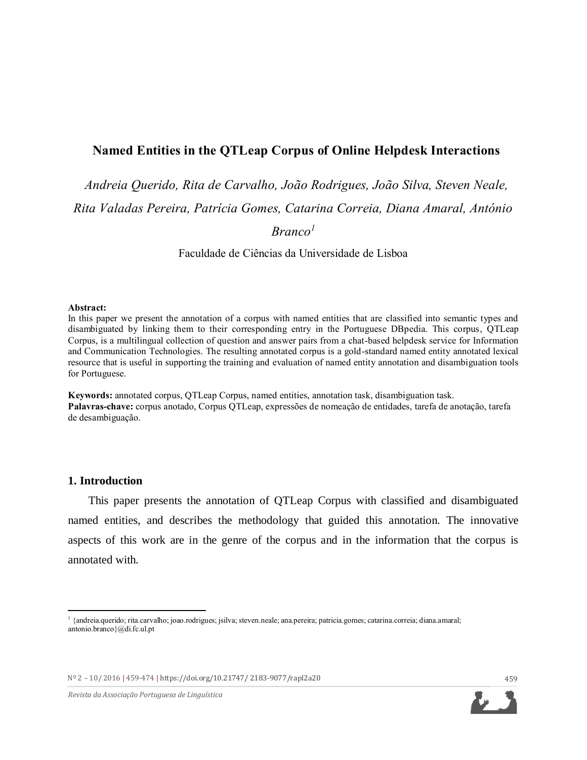# Named Entities in the QTLeap Corpus of Online Helpdesk Interactions

*Andreia Querido, Rita de Carvalho, João Rodrigues, João Silva, Steven Neale, Rita Valadas Pereira, Patrícia Gomes, Catarina Correia, Diana Amaral, António Branco*[1]

Faculdade de Ciências da Universidade de Lisboa

**Abstract:**
In this paper we present the annotation of a corpus with named entities that are classified into semantic types and disambiguated by linking them to their corresponding entry in the Portuguese DBpedia. This corpus, QTLeap Corpus, is a multilingual collection of question and answer pairs from a chat-based helpdesk service for Information and Communication Technologies. The resulting annotated corpus is a gold-standard named entity annotated lexical resource that is useful in supporting the training and evaluation of named entity annotation and disambiguation tools for Portuguese.

**Keywords:** annotated corpus, QTLeap Corpus, named entities, annotation task, disambiguation task.
**Palavras-chave:** corpus anotado, Corpus QTLeap, expressões de nomeação de entidades, tarefa de anotação, tarefa de desambiguação.

## 1. Introduction

This paper presents the annotation of QTLeap Corpus with classified and disambiguated named entities, and describes the methodology that guided this annotation. The innovative aspects of this work are in the genre of the corpus and in the information that the corpus is annotated with.

[1] {andreia.querido; rita.carvalho; joao.rodrigues; jsilva; steven.neale; ana.pereira; patricia.gomes; catarina.correia; diana.amaral; antonio.branco}@di.fc.ul.pt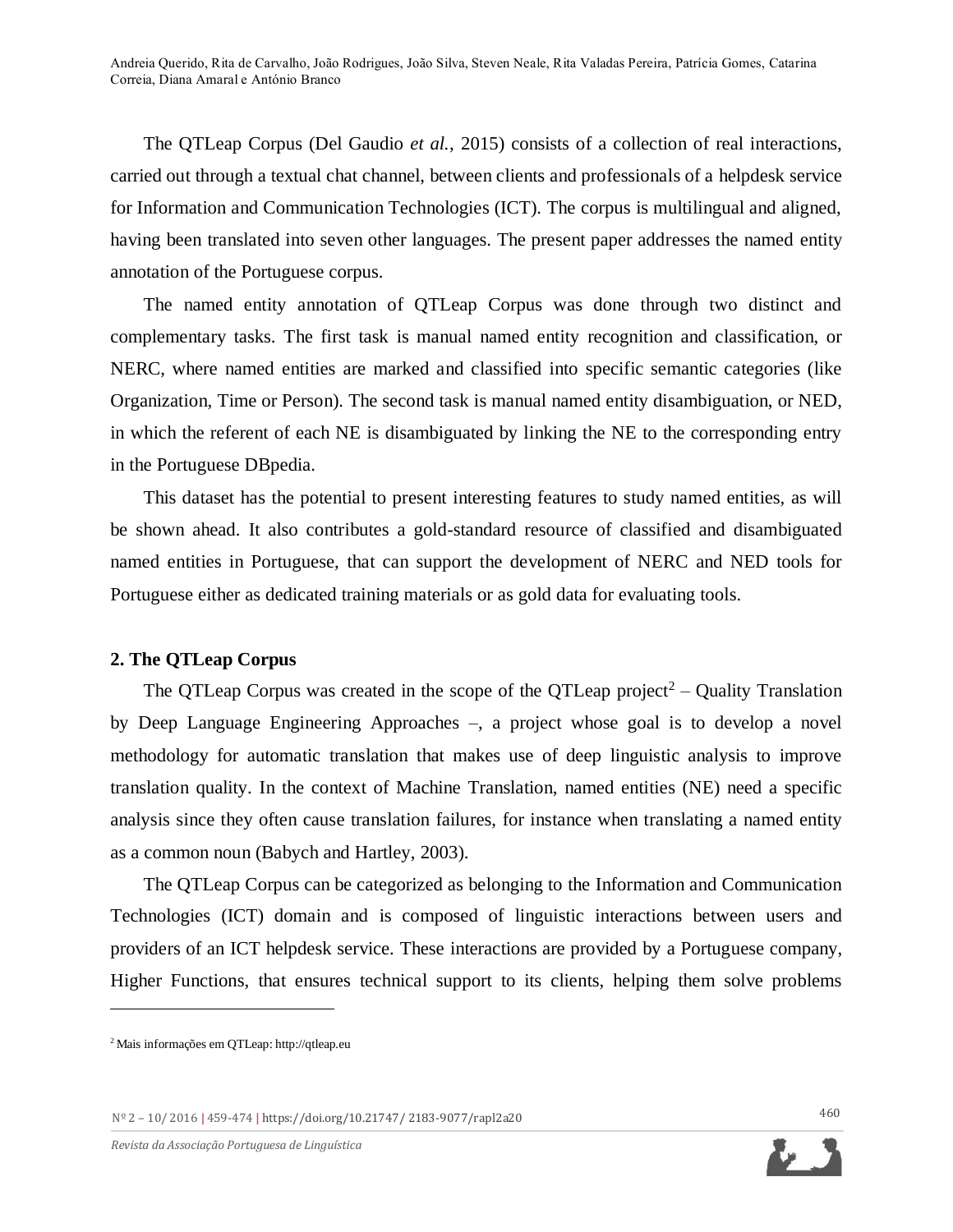The QTLeap Corpus (Del Gaudio *et al.*, 2015) consists of a collection of real interactions, carried out through a textual chat channel, between clients and professionals of a helpdesk service for Information and Communication Technologies (ICT). The corpus is multilingual and aligned, having been translated into seven other languages. The present paper addresses the named entity annotation of the Portuguese corpus.

The named entity annotation of QTLeap Corpus was done through two distinct and complementary tasks. The first task is manual named entity recognition and classification, or NERC, where named entities are marked and classified into specific semantic categories (like Organization, Time or Person). The second task is manual named entity disambiguation, or NED, in which the referent of each NE is disambiguated by linking the NE to the corresponding entry in the Portuguese DBpedia.

This dataset has the potential to present interesting features to study named entities, as will be shown ahead. It also contributes a gold-standard resource of classified and disambiguated named entities in Portuguese, that can support the development of NERC and NED tools for Portuguese either as dedicated training materials or as gold data for evaluating tools.

## 2. The QTLeap Corpus

The QTLeap Corpus was created in the scope of the QTLeap project[2] – Quality Translation by Deep Language Engineering Approaches –, a project whose goal is to develop a novel methodology for automatic translation that makes use of deep linguistic analysis to improve translation quality. In the context of Machine Translation, named entities (NE) need a specific analysis since they often cause translation failures, for instance when translating a named entity as a common noun (Babych and Hartley, 2003).

The QTLeap Corpus can be categorized as belonging to the Information and Communication Technologies (ICT) domain and is composed of linguistic interactions between users and providers of an ICT helpdesk service. These interactions are provided by a Portuguese company, Higher Functions, that ensures technical support to its clients, helping them solve problems

---

[2] Mais informações em QTLeap: http://qtleap.eu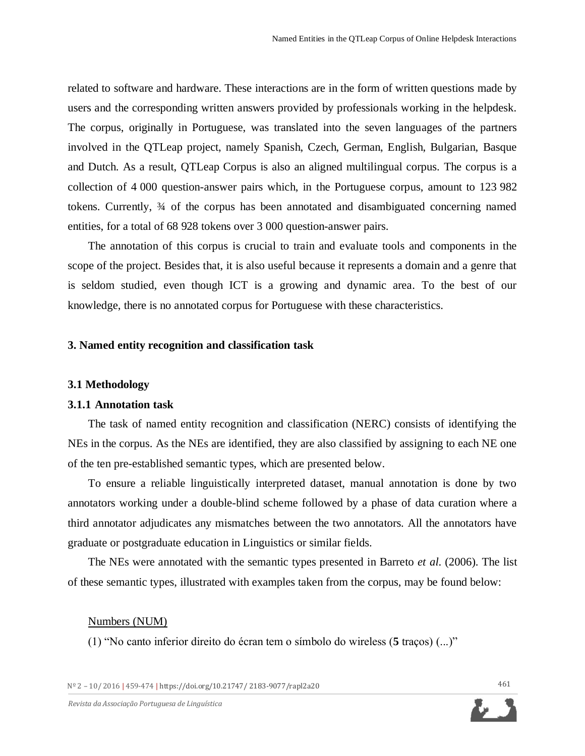related to software and hardware. These interactions are in the form of written questions made by users and the corresponding written answers provided by professionals working in the helpdesk. The corpus, originally in Portuguese, was translated into the seven languages of the partners involved in the QTLeap project, namely Spanish, Czech, German, English, Bulgarian, Basque and Dutch. As a result, QTLeap Corpus is also an aligned multilingual corpus. The corpus is a collection of 4 000 question-answer pairs which, in the Portuguese corpus, amount to 123 982 tokens. Currently, ¾ of the corpus has been annotated and disambiguated concerning named entities, for a total of 68 928 tokens over 3 000 question-answer pairs.

The annotation of this corpus is crucial to train and evaluate tools and components in the scope of the project. Besides that, it is also useful because it represents a domain and a genre that is seldom studied, even though ICT is a growing and dynamic area. To the best of our knowledge, there is no annotated corpus for Portuguese with these characteristics.

## 3. Named entity recognition and classification task

### 3.1 Methodology

#### 3.1.1 Annotation task

The task of named entity recognition and classification (NERC) consists of identifying the NEs in the corpus. As the NEs are identified, they are also classified by assigning to each NE one of the ten pre-established semantic types, which are presented below.

To ensure a reliable linguistically interpreted dataset, manual annotation is done by two annotators working under a double-blind scheme followed by a phase of data curation where a third annotator adjudicates any mismatches between the two annotators. All the annotators have graduate or postgraduate education in Linguistics or similar fields.

The NEs were annotated with the semantic types presented in Barreto *et al.* (2006). The list of these semantic types, illustrated with examples taken from the corpus, may be found below:

<u>Numbers (NUM)</u>

(1) “No canto inferior direito do écran tem o símbolo do wireless (**5** traços) (...)”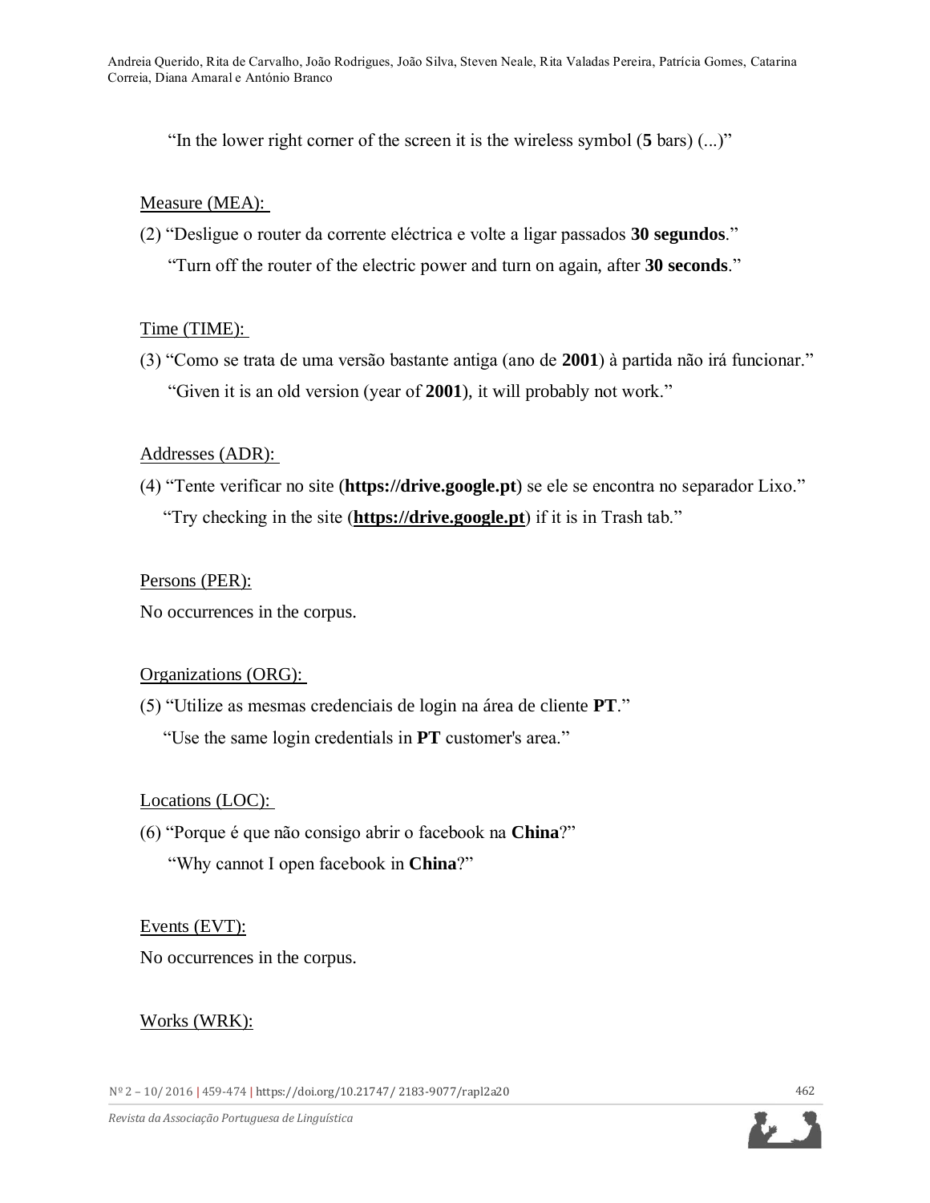"In the lower right corner of the screen it is the wireless symbol (**5** bars) (...)"

Measure (MEA):

(2) "Desligue o router da corrente eléctrica e volte a ligar passados **30 segundos**."

"Turn off the router of the electric power and turn on again, after **30 seconds**."

Time (TIME):

(3) "Como se trata de uma versão bastante antiga (ano de **2001**) à partida não irá funcionar."

"Given it is an old version (year of **2001**), it will probably not work."

Addresses (ADR):

(4) "Tente verificar no site (**https://drive.google.pt**) se ele se encontra no separador Lixo."

"Try checking in the site (**https://drive.google.pt**) if it is in Trash tab."

Persons (PER):

No occurrences in the corpus.

Organizations (ORG):

(5) "Utilize as mesmas credenciais de login na área de cliente **PT**."

"Use the same login credentials in **PT** customer's area."

Locations (LOC):

(6) "Porque é que não consigo abrir o facebook na **China**?"

"Why cannot I open facebook in **China**?"

Events (EVT):

No occurrences in the corpus.

Works (WRK):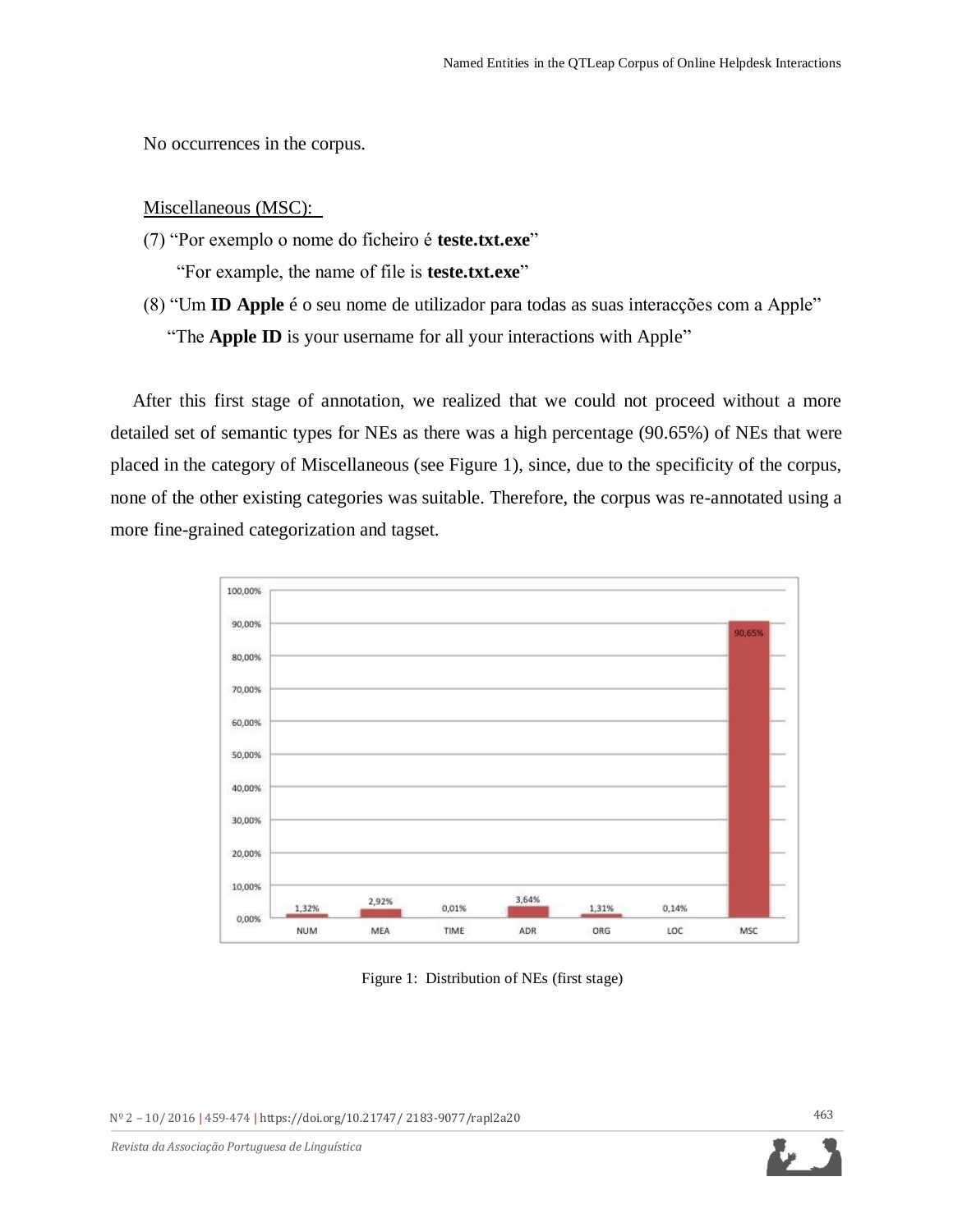No occurrences in the corpus.

<u>Miscellaneous (MSC):</u>

(7) “Por exemplo o nome do ficheiro é **teste.txt.exe**”
“For example, the name of file is **teste.txt.exe**”

(8) “Um **ID Apple** é o seu nome de utilizador para todas as suas interacções com a Apple”
“The **Apple ID** is your username for all your interactions with Apple”

After this first stage of annotation, we realized that we could not proceed without a more detailed set of semantic types for NEs as there was a high percentage (90.65%) of NEs that were placed in the category of Miscellaneous (see Figure 1), since, due to the specificity of the corpus, none of the other existing categories was suitable. Therefore, the corpus was re-annotated using a more fine-grained categorization and tagset.

| NUM | MEA | TIME | ADR | ORG | LOC | MSC |
|---|---|---|---|---|---|---|
| 1,32% | 2,92% | 0,01% | 3,64% | 1,31% | 0,14% | 90,65% |

Figure 1: Distribution of NEs (first stage)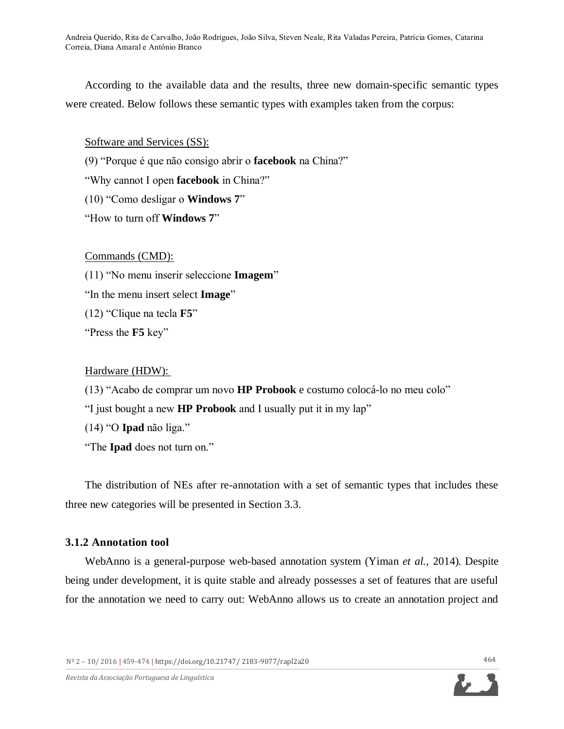According to the available data and the results, three new domain-specific semantic types were created. Below follows these semantic types with examples taken from the corpus:

Software and Services (SS):

(9) “Porque é que não consigo abrir o **facebook** na China?”

“Why cannot I open **facebook** in China?”

(10) “Como desligar o **Windows 7**”

“How to turn off **Windows 7**”

Commands (CMD):

(11) “No menu inserir seleccione **Imagem**”

“In the menu insert select **Image**”

(12) “Clique na tecla **F5**”

“Press the **F5** key”

Hardware (HDW):

(13) “Acabo de comprar um novo **HP Probook** e costumo colocá-lo no meu colo”

“I just bought a new **HP Probook** and I usually put it in my lap”

(14) “O **Ipad** não liga.”

“The **Ipad** does not turn on.”

The distribution of NEs after re-annotation with a set of semantic types that includes these three new categories will be presented in Section 3.3.

### 3.1.2 Annotation tool

WebAnno is a general-purpose web-based annotation system (Yiman *et al.*, 2014). Despite being under development, it is quite stable and already possesses a set of features that are useful for the annotation we need to carry out: WebAnno allows us to create an annotation project and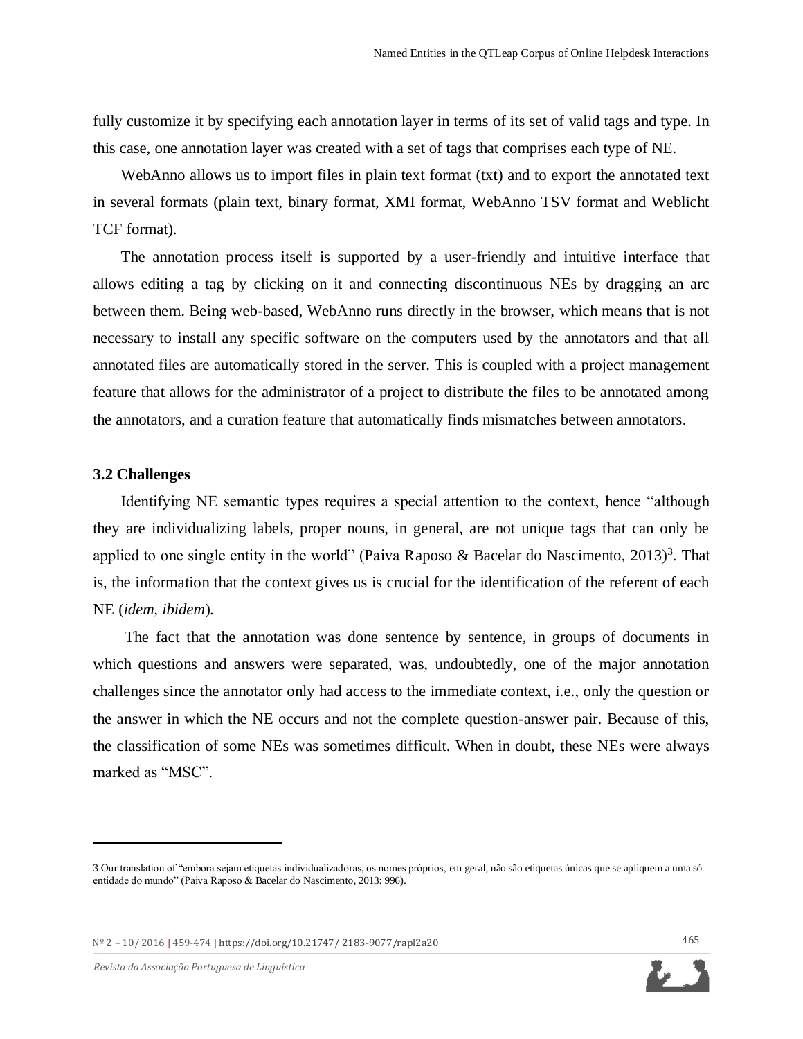fully customize it by specifying each annotation layer in terms of its set of valid tags and type. In this case, one annotation layer was created with a set of tags that comprises each type of NE.

WebAnno allows us to import files in plain text format (txt) and to export the annotated text in several formats (plain text, binary format, XMI format, WebAnno TSV format and Weblicht TCF format).

The annotation process itself is supported by a user-friendly and intuitive interface that allows editing a tag by clicking on it and connecting discontinuous NEs by dragging an arc between them. Being web-based, WebAnno runs directly in the browser, which means that is not necessary to install any specific software on the computers used by the annotators and that all annotated files are automatically stored in the server. This is coupled with a project management feature that allows for the administrator of a project to distribute the files to be annotated among the annotators, and a curation feature that automatically finds mismatches between annotators.

### 3.2 Challenges

Identifying NE semantic types requires a special attention to the context, hence "although they are individualizing labels, proper nouns, in general, are not unique tags that can only be applied to one single entity in the world" (Paiva Raposo & Bacelar do Nascimento, 2013)[3]. That is, the information that the context gives us is crucial for the identification of the referent of each NE (*idem, ibidem*).

The fact that the annotation was done sentence by sentence, in groups of documents in which questions and answers were separated, was, undoubtedly, one of the major annotation challenges since the annotator only had access to the immediate context, i.e., only the question or the answer in which the NE occurs and not the complete question-answer pair. Because of this, the classification of some NEs was sometimes difficult. When in doubt, these NEs were always marked as "MSC".

---

3 Our translation of "embora sejam etiquetas individualizadoras, os nomes próprios, em geral, não são etiquetas únicas que se apliquem a uma só entidade do mundo" (Paiva Raposo & Bacelar do Nascimento, 2013: 996).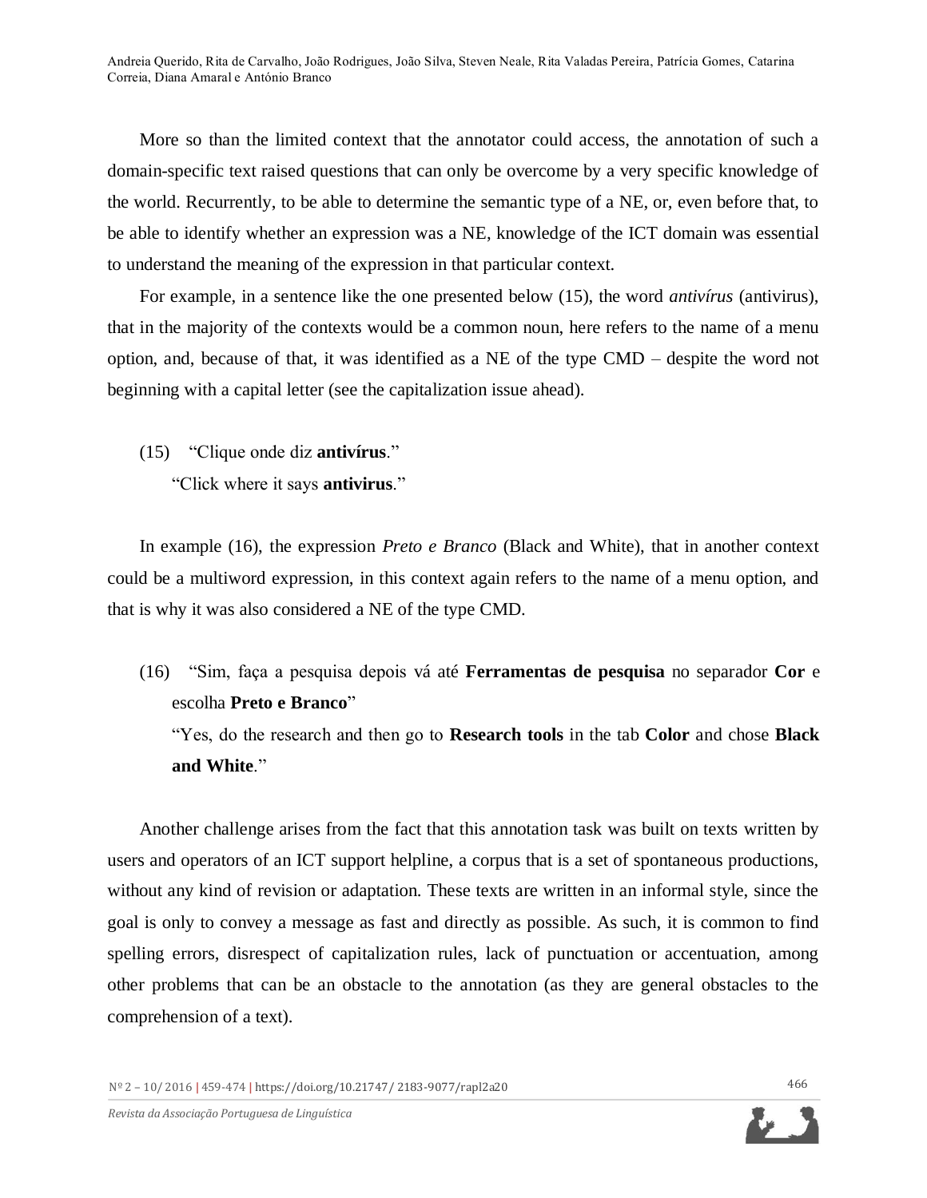More so than the limited context that the annotator could access, the annotation of such a domain-specific text raised questions that can only be overcome by a very specific knowledge of the world. Recurrently, to be able to determine the semantic type of a NE, or, even before that, to be able to identify whether an expression was a NE, knowledge of the ICT domain was essential to understand the meaning of the expression in that particular context.

For example, in a sentence like the one presented below (15), the word *antivírus* (antivirus), that in the majority of the contexts would be a common noun, here refers to the name of a menu option, and, because of that, it was identified as a NE of the type CMD – despite the word not beginning with a capital letter (see the capitalization issue ahead).

(15) "Clique onde diz **antivírus**."
"Click where it says **antivirus**."

In example (16), the expression *Preto e Branco* (Black and White), that in another context could be a multiword expression, in this context again refers to the name of a menu option, and that is why it was also considered a NE of the type CMD.

(16) "Sim, faça a pesquisa depois vá até **Ferramentas de pesquisa** no separador **Cor** e escolha **Preto e Branco**"
"Yes, do the research and then go to **Research tools** in the tab **Color** and chose **Black and White**."

Another challenge arises from the fact that this annotation task was built on texts written by users and operators of an ICT support helpline, a corpus that is a set of spontaneous productions, without any kind of revision or adaptation. These texts are written in an informal style, since the goal is only to convey a message as fast and directly as possible. As such, it is common to find spelling errors, disrespect of capitalization rules, lack of punctuation or accentuation, among other problems that can be an obstacle to the annotation (as they are general obstacles to the comprehension of a text).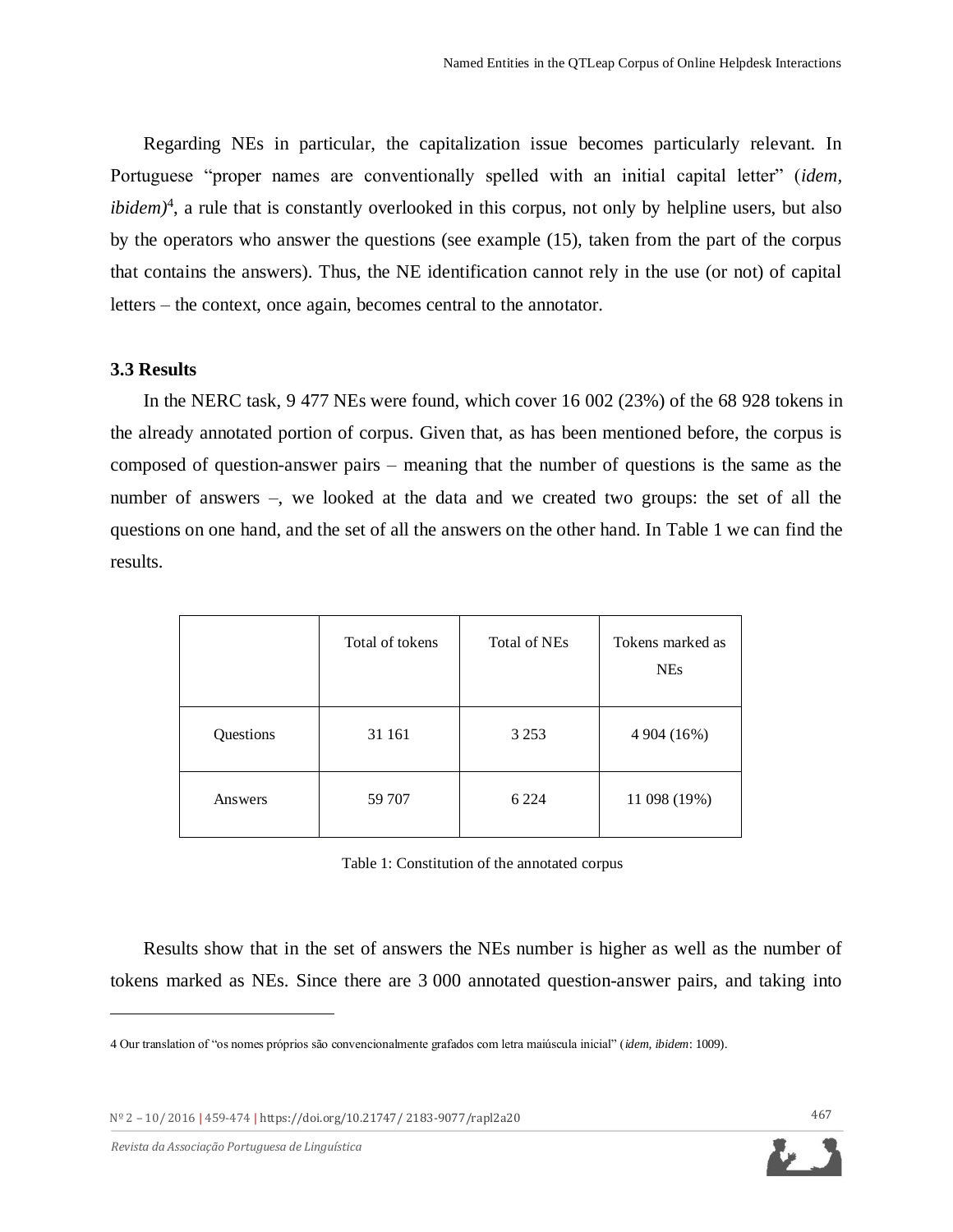Regarding NEs in particular, the capitalization issue becomes particularly relevant. In Portuguese "proper names are conventionally spelled with an initial capital letter" (*idem, ibidem*)[4], a rule that is constantly overlooked in this corpus, not only by helpline users, but also by the operators who answer the questions (see example (15), taken from the part of the corpus that contains the answers). Thus, the NE identification cannot rely in the use (or not) of capital letters – the context, once again, becomes central to the annotator.

### 3.3 Results

In the NERC task, 9 477 NEs were found, which cover 16 002 (23%) of the 68 928 tokens in the already annotated portion of corpus. Given that, as has been mentioned before, the corpus is composed of question-answer pairs – meaning that the number of questions is the same as the number of answers –, we looked at the data and we created two groups: the set of all the questions on one hand, and the set of all the answers on the other hand. In Table 1 we can find the results.

| | Total of tokens | Total of NEs | Tokens marked as NEs |
|---|---|---|---|
| Questions | 31 161 | 3 253 | 4 904 (16%) |
| Answers | 59 707 | 6 224 | 11 098 (19%) |

Table 1: Constitution of the annotated corpus

Results show that in the set of answers the NEs number is higher as well as the number of tokens marked as NEs. Since there are 3 000 annotated question-answer pairs, and taking into

4 Our translation of "os nomes próprios são convencionalmente grafados com letra maiúscula inicial" (*idem, ibidem*: 1009).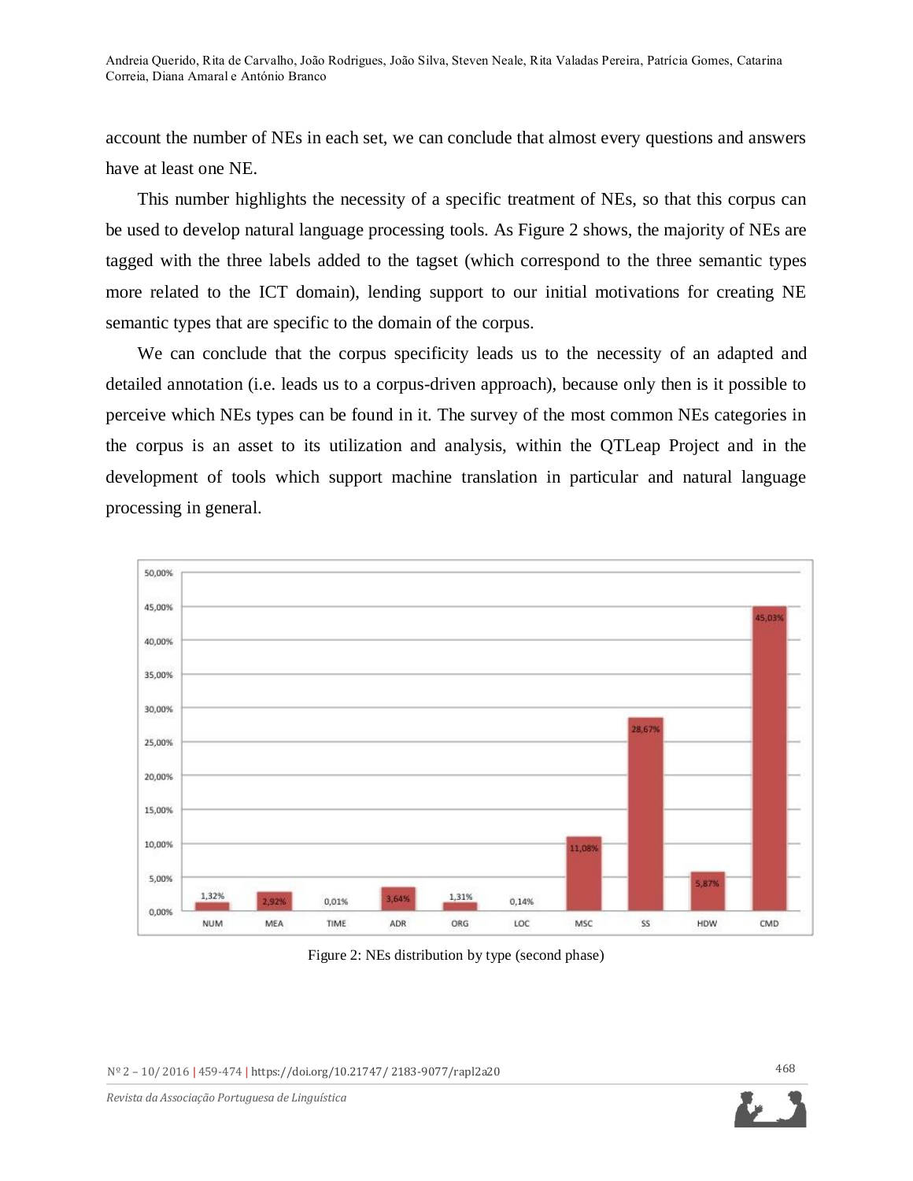account the number of NEs in each set, we can conclude that almost every questions and answers have at least one NE.

This number highlights the necessity of a specific treatment of NEs, so that this corpus can be used to develop natural language processing tools. As Figure 2 shows, the majority of NEs are tagged with the three labels added to the tagset (which correspond to the three semantic types more related to the ICT domain), lending support to our initial motivations for creating NE semantic types that are specific to the domain of the corpus.

We can conclude that the corpus specificity leads us to the necessity of an adapted and detailed annotation (i.e. leads us to a corpus-driven approach), because only then is it possible to perceive which NEs types can be found in it. The survey of the most common NEs categories in the corpus is an asset to its utilization and analysis, within the QTLeap Project and in the development of tools which support machine translation in particular and natural language processing in general.

| Type | Percentage |
|---|---|
| NUM | 1,32% |
| MEA | 2,92% |
| TIME | 0,01% |
| ADR | 3,64% |
| ORG | 1,31% |
| LOC | 0,14% |
| MSC | 11,08% |
| SS | 28,67% |
| HDW | 5,87% |
| CMD | 45,03% |

Figure 2: NEs distribution by type (second phase)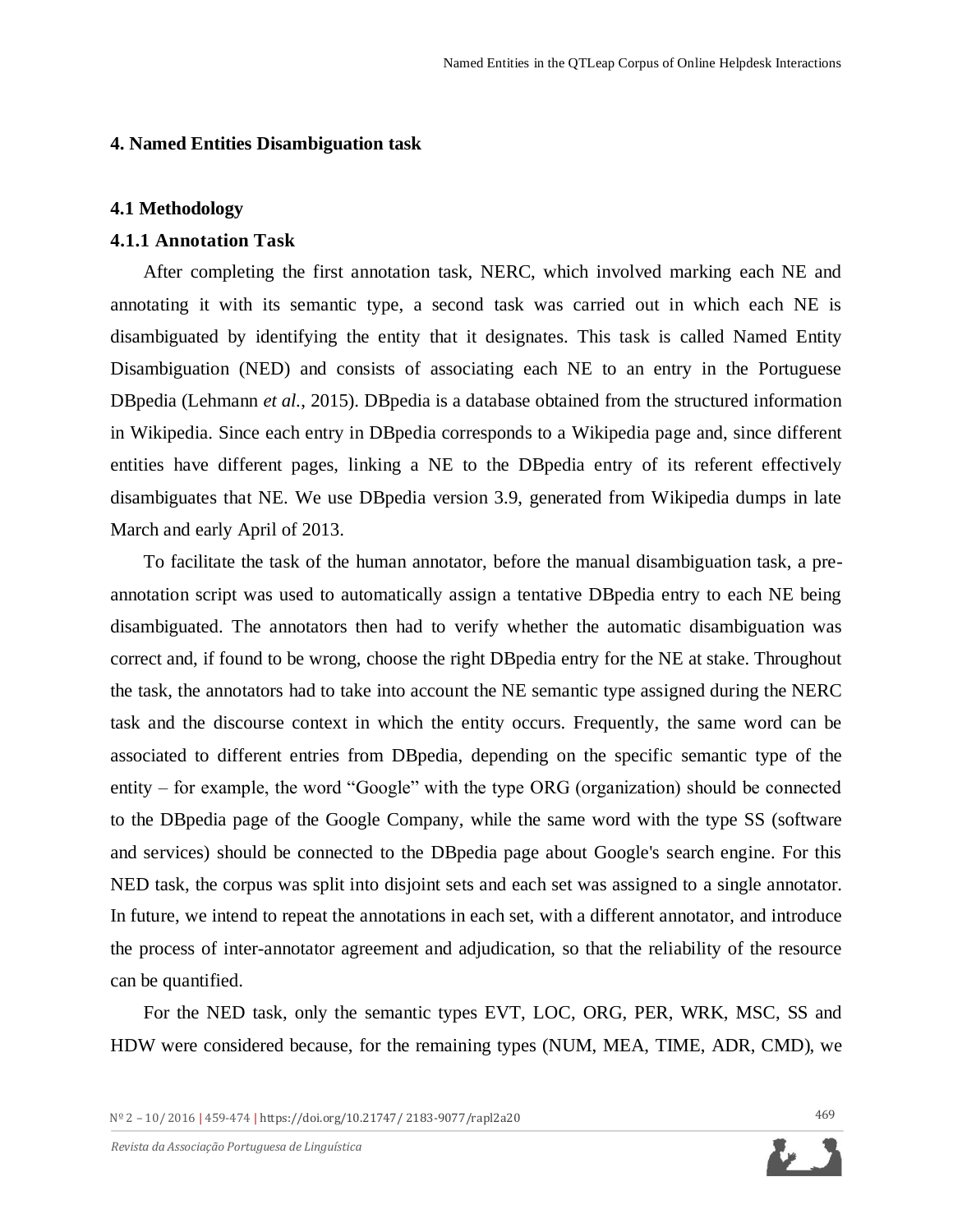## 4. Named Entities Disambiguation task

### 4.1 Methodology

#### 4.1.1 Annotation Task

After completing the first annotation task, NERC, which involved marking each NE and annotating it with its semantic type, a second task was carried out in which each NE is disambiguated by identifying the entity that it designates. This task is called Named Entity Disambiguation (NED) and consists of associating each NE to an entry in the Portuguese DBpedia (Lehmann *et al.*, 2015). DBpedia is a database obtained from the structured information in Wikipedia. Since each entry in DBpedia corresponds to a Wikipedia page and, since different entities have different pages, linking a NE to the DBpedia entry of its referent effectively disambiguates that NE. We use DBpedia version 3.9, generated from Wikipedia dumps in late March and early April of 2013.

To facilitate the task of the human annotator, before the manual disambiguation task, a pre-annotation script was used to automatically assign a tentative DBpedia entry to each NE being disambiguated. The annotators then had to verify whether the automatic disambiguation was correct and, if found to be wrong, choose the right DBpedia entry for the NE at stake. Throughout the task, the annotators had to take into account the NE semantic type assigned during the NERC task and the discourse context in which the entity occurs. Frequently, the same word can be associated to different entries from DBpedia, depending on the specific semantic type of the entity – for example, the word "Google" with the type ORG (organization) should be connected to the DBpedia page of the Google Company, while the same word with the type SS (software and services) should be connected to the DBpedia page about Google's search engine. For this NED task, the corpus was split into disjoint sets and each set was assigned to a single annotator. In future, we intend to repeat the annotations in each set, with a different annotator, and introduce the process of inter-annotator agreement and adjudication, so that the reliability of the resource can be quantified.

For the NED task, only the semantic types EVT, LOC, ORG, PER, WRK, MSC, SS and HDW were considered because, for the remaining types (NUM, MEA, TIME, ADR, CMD), we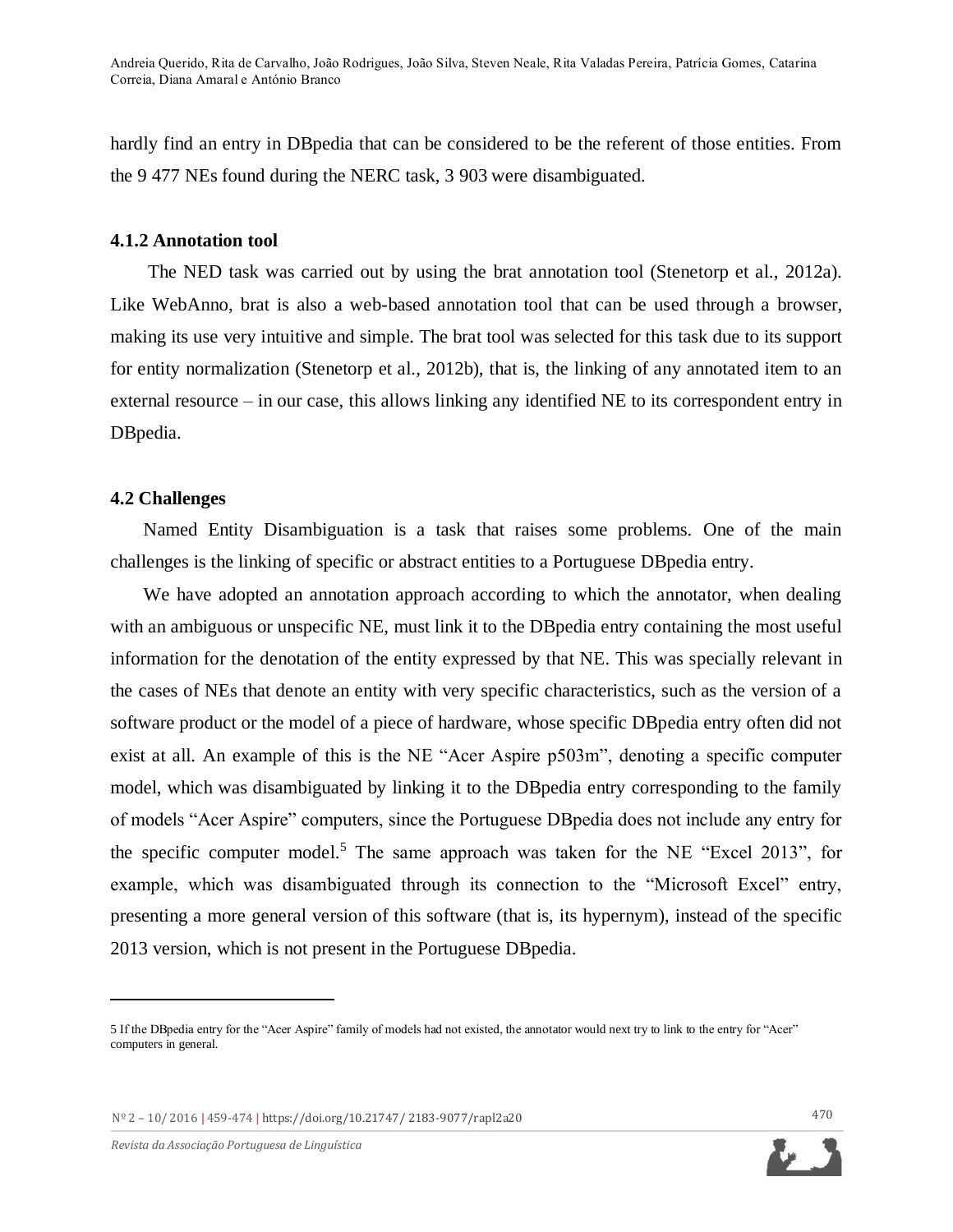hardly find an entry in DBpedia that can be considered to be the referent of those entities. From the 9 477 NEs found during the NERC task, 3 903 were disambiguated.

### 4.1.2 Annotation tool

The NED task was carried out by using the brat annotation tool (Stenetorp et al., 2012a). Like WebAnno, brat is also a web-based annotation tool that can be used through a browser, making its use very intuitive and simple. The brat tool was selected for this task due to its support for entity normalization (Stenetorp et al., 2012b), that is, the linking of any annotated item to an external resource – in our case, this allows linking any identified NE to its correspondent entry in DBpedia.

### 4.2 Challenges

Named Entity Disambiguation is a task that raises some problems. One of the main challenges is the linking of specific or abstract entities to a Portuguese DBpedia entry.

We have adopted an annotation approach according to which the annotator, when dealing with an ambiguous or unspecific NE, must link it to the DBpedia entry containing the most useful information for the denotation of the entity expressed by that NE. This was specially relevant in the cases of NEs that denote an entity with very specific characteristics, such as the version of a software product or the model of a piece of hardware, whose specific DBpedia entry often did not exist at all. An example of this is the NE "Acer Aspire p503m", denoting a specific computer model, which was disambiguated by linking it to the DBpedia entry corresponding to the family of models "Acer Aspire" computers, since the Portuguese DBpedia does not include any entry for the specific computer model.[5] The same approach was taken for the NE "Excel 2013", for example, which was disambiguated through its connection to the "Microsoft Excel" entry, presenting a more general version of this software (that is, its hypernym), instead of the specific 2013 version, which is not present in the Portuguese DBpedia.

---

5 If the DBpedia entry for the "Acer Aspire" family of models had not existed, the annotator would next try to link to the entry for "Acer" computers in general.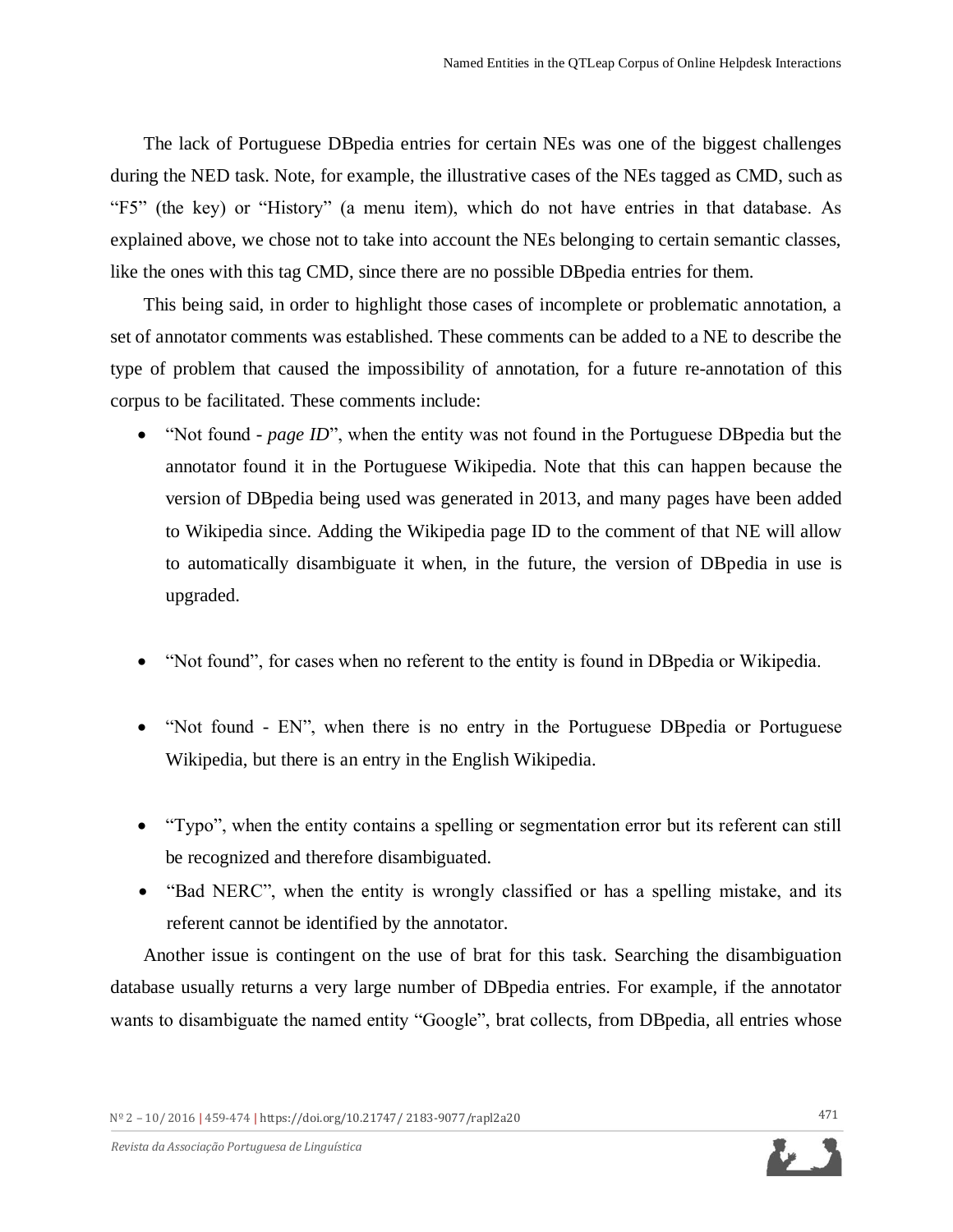The lack of Portuguese DBpedia entries for certain NEs was one of the biggest challenges during the NED task. Note, for example, the illustrative cases of the NEs tagged as CMD, such as "F5" (the key) or "History" (a menu item), which do not have entries in that database. As explained above, we chose not to take into account the NEs belonging to certain semantic classes, like the ones with this tag CMD, since there are no possible DBpedia entries for them.

This being said, in order to highlight those cases of incomplete or problematic annotation, a set of annotator comments was established. These comments can be added to a NE to describe the type of problem that caused the impossibility of annotation, for a future re-annotation of this corpus to be facilitated. These comments include:

- "Not found - *page ID*", when the entity was not found in the Portuguese DBpedia but the annotator found it in the Portuguese Wikipedia. Note that this can happen because the version of DBpedia being used was generated in 2013, and many pages have been added to Wikipedia since. Adding the Wikipedia page ID to the comment of that NE will allow to automatically disambiguate it when, in the future, the version of DBpedia in use is upgraded.
- "Not found", for cases when no referent to the entity is found in DBpedia or Wikipedia.
- "Not found - EN", when there is no entry in the Portuguese DBpedia or Portuguese Wikipedia, but there is an entry in the English Wikipedia.
- "Typo", when the entity contains a spelling or segmentation error but its referent can still be recognized and therefore disambiguated.
- "Bad NERC", when the entity is wrongly classified or has a spelling mistake, and its referent cannot be identified by the annotator.

Another issue is contingent on the use of brat for this task. Searching the disambiguation database usually returns a very large number of DBpedia entries. For example, if the annotator wants to disambiguate the named entity "Google", brat collects, from DBpedia, all entries whose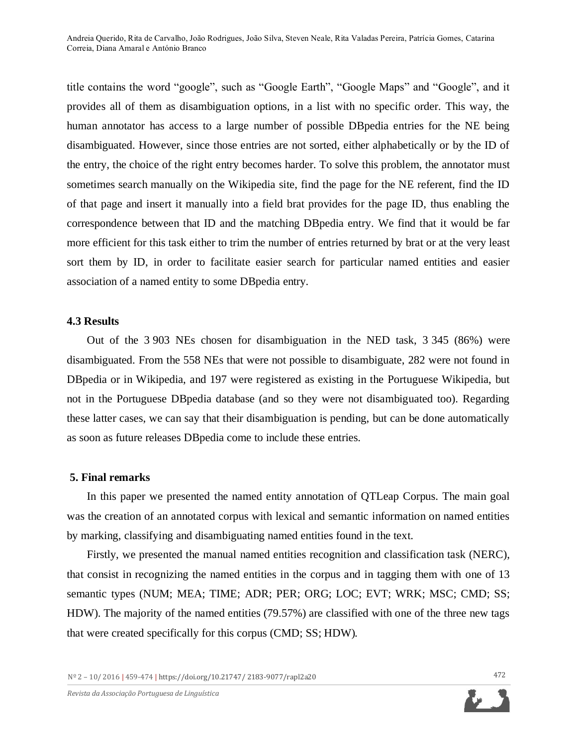title contains the word “google”, such as “Google Earth”, “Google Maps” and “Google”, and it provides all of them as disambiguation options, in a list with no specific order. This way, the human annotator has access to a large number of possible DBpedia entries for the NE being disambiguated. However, since those entries are not sorted, either alphabetically or by the ID of the entry, the choice of the right entry becomes harder. To solve this problem, the annotator must sometimes search manually on the Wikipedia site, find the page for the NE referent, find the ID of that page and insert it manually into a field brat provides for the page ID, thus enabling the correspondence between that ID and the matching DBpedia entry. We find that it would be far more efficient for this task either to trim the number of entries returned by brat or at the very least sort them by ID, in order to facilitate easier search for particular named entities and easier association of a named entity to some DBpedia entry.

### 4.3 Results

Out of the 3 903 NEs chosen for disambiguation in the NED task, 3 345 (86%) were disambiguated. From the 558 NEs that were not possible to disambiguate, 282 were not found in DBpedia or in Wikipedia, and 197 were registered as existing in the Portuguese Wikipedia, but not in the Portuguese DBpedia database (and so they were not disambiguated too). Regarding these latter cases, we can say that their disambiguation is pending, but can be done automatically as soon as future releases DBpedia come to include these entries.

## 5. Final remarks

In this paper we presented the named entity annotation of QTLeap Corpus. The main goal was the creation of an annotated corpus with lexical and semantic information on named entities by marking, classifying and disambiguating named entities found in the text.

Firstly, we presented the manual named entities recognition and classification task (NERC), that consist in recognizing the named entities in the corpus and in tagging them with one of 13 semantic types (NUM; MEA; TIME; ADR; PER; ORG; LOC; EVT; WRK; MSC; CMD; SS; HDW). The majority of the named entities (79.57%) are classified with one of the three new tags that were created specifically for this corpus (CMD; SS; HDW).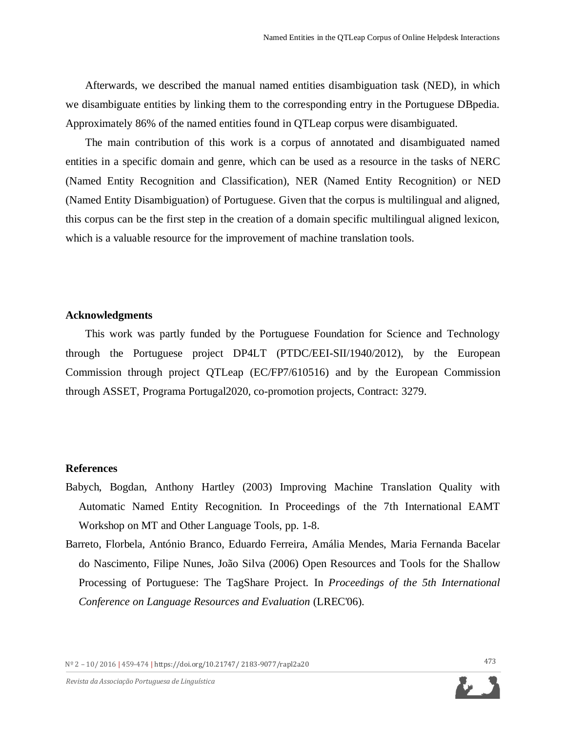Afterwards, we described the manual named entities disambiguation task (NED), in which we disambiguate entities by linking them to the corresponding entry in the Portuguese DBpedia. Approximately 86% of the named entities found in QTLeap corpus were disambiguated.

The main contribution of this work is a corpus of annotated and disambiguated named entities in a specific domain and genre, which can be used as a resource in the tasks of NERC (Named Entity Recognition and Classification), NER (Named Entity Recognition) or NED (Named Entity Disambiguation) of Portuguese. Given that the corpus is multilingual and aligned, this corpus can be the first step in the creation of a domain specific multilingual aligned lexicon, which is a valuable resource for the improvement of machine translation tools.

## Acknowledgments

This work was partly funded by the Portuguese Foundation for Science and Technology through the Portuguese project DP4LT (PTDC/EEI-SII/1940/2012), by the European Commission through project QTLeap (EC/FP7/610516) and by the European Commission through ASSET, Programa Portugal2020, co-promotion projects, Contract: 3279.

## References

Babych, Bogdan, Anthony Hartley (2003) Improving Machine Translation Quality with Automatic Named Entity Recognition. In Proceedings of the 7th International EAMT Workshop on MT and Other Language Tools, pp. 1-8.

Barreto, Florbela, António Branco, Eduardo Ferreira, Amália Mendes, Maria Fernanda Bacelar do Nascimento, Filipe Nunes, João Silva (2006) Open Resources and Tools for the Shallow Processing of Portuguese: The TagShare Project. In *Proceedings of the 5th International Conference on Language Resources and Evaluation* (LREC'06).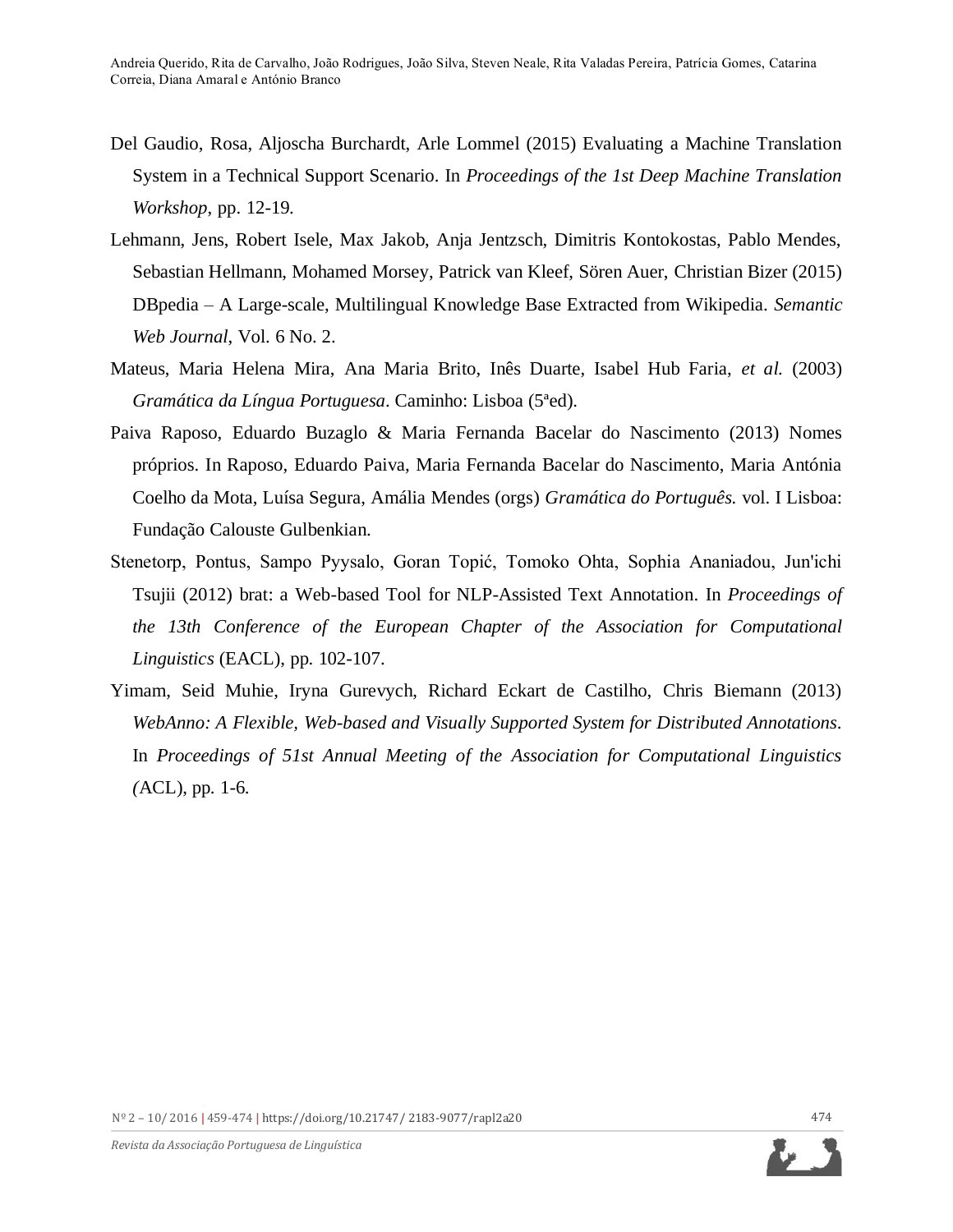Del Gaudio, Rosa, Aljoscha Burchardt, Arle Lommel (2015) Evaluating a Machine Translation System in a Technical Support Scenario. In *Proceedings of the 1st Deep Machine Translation Workshop*, pp. 12-19.

Lehmann, Jens, Robert Isele, Max Jakob, Anja Jentzsch, Dimitris Kontokostas, Pablo Mendes, Sebastian Hellmann, Mohamed Morsey, Patrick van Kleef, Sören Auer, Christian Bizer (2015) DBpedia – A Large-scale, Multilingual Knowledge Base Extracted from Wikipedia. *Semantic Web Journal*, Vol. 6 No. 2.

Mateus, Maria Helena Mira, Ana Maria Brito, Inês Duarte, Isabel Hub Faria, *et al.* (2003) *Gramática da Língua Portuguesa*. Caminho: Lisboa (5ªed).

Paiva Raposo, Eduardo Buzaglo & Maria Fernanda Bacelar do Nascimento (2013) Nomes próprios. In Raposo, Eduardo Paiva, Maria Fernanda Bacelar do Nascimento, Maria Antónia Coelho da Mota, Luísa Segura, Amália Mendes (orgs) *Gramática do Português.* vol. I Lisboa: Fundação Calouste Gulbenkian.

Stenetorp, Pontus, Sampo Pyysalo, Goran Topić, Tomoko Ohta, Sophia Ananiadou, Jun'ichi Tsujii (2012) brat: a Web-based Tool for NLP-Assisted Text Annotation. In *Proceedings of the 13th Conference of the European Chapter of the Association for Computational Linguistics* (EACL), pp. 102-107.

Yimam, Seid Muhie, Iryna Gurevych, Richard Eckart de Castilho, Chris Biemann (2013) *WebAnno: A Flexible, Web-based and Visually Supported System for Distributed Annotations*. In *Proceedings of 51st Annual Meeting of the Association for Computational Linguistics (*ACL), pp. 1-6.